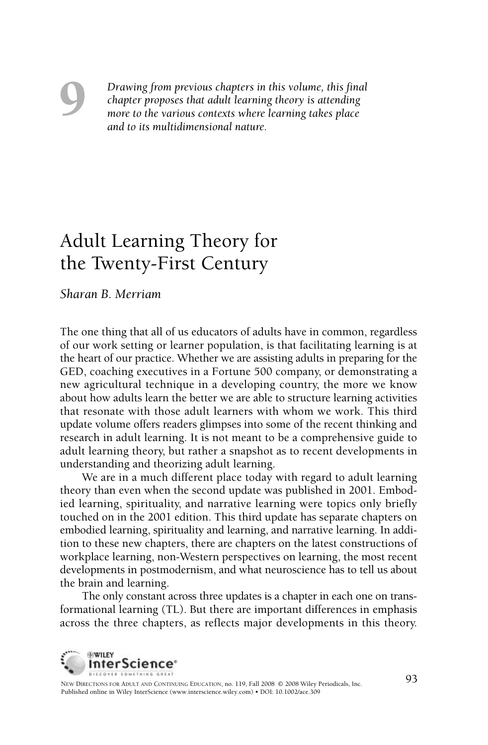9

*Drawing from previous chapters in this volume, this final chapter proposes that adult learning theory is attending more to the various contexts where learning takes place and to its multidimensional nature.*

# Adult Learning Theory for the Twenty-First Century

*Sharan B. Merriam*

The one thing that all of us educators of adults have in common, regardless of our work setting or learner population, is that facilitating learning is at the heart of our practice. Whether we are assisting adults in preparing for the GED, coaching executives in a Fortune 500 company, or demonstrating a new agricultural technique in a developing country, the more we know about how adults learn the better we are able to structure learning activities that resonate with those adult learners with whom we work. This third update volume offers readers glimpses into some of the recent thinking and research in adult learning. It is not meant to be a comprehensive guide to adult learning theory, but rather a snapshot as to recent developments in understanding and theorizing adult learning.

We are in a much different place today with regard to adult learning theory than even when the second update was published in 2001. Embodied learning, spirituality, and narrative learning were topics only briefly touched on in the 2001 edition. This third update has separate chapters on embodied learning, spirituality and learning, and narrative learning. In addition to these new chapters, there are chapters on the latest constructions of workplace learning, non-Western perspectives on learning, the most recent developments in postmodernism, and what neuroscience has to tell us about the brain and learning.

The only constant across three updates is a chapter in each one on transformational learning (TL). But there are important differences in emphasis across the three chapters, as reflects major developments in this theory.

NEW DIRECTIONS FOR ADULT AND CONTINUING EDUCATION, no. 119, Fall 2008 © 2008 Wiley Periodicals, Inc.
Published online in Wiley InterScience (www.interscience.wiley.com) • DOI: 10.1002/ace.309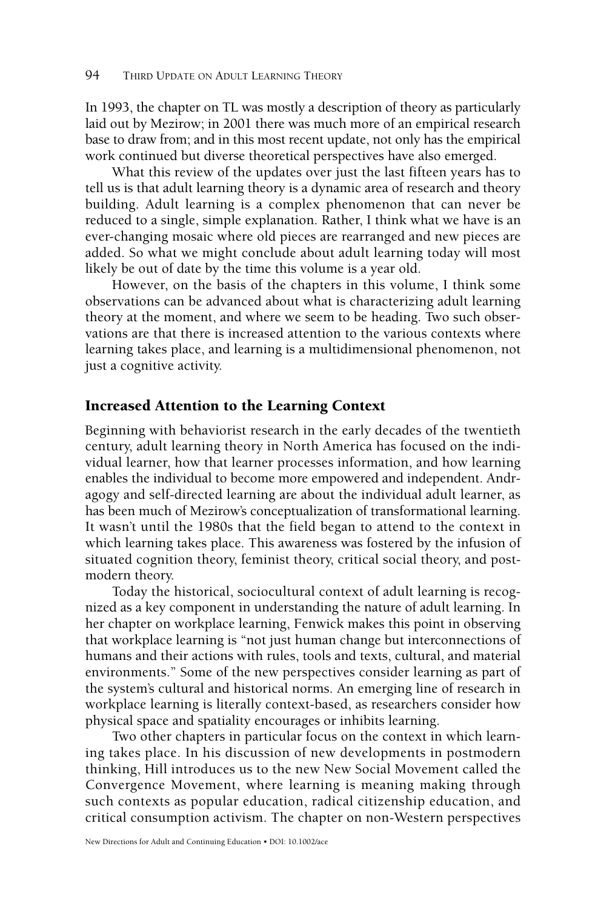In 1993, the chapter on TL was mostly a description of theory as particularly laid out by Mezirow; in 2001 there was much more of an empirical research base to draw from; and in this most recent update, not only has the empirical work continued but diverse theoretical perspectives have also emerged.

What this review of the updates over just the last fifteen years has to tell us is that adult learning theory is a dynamic area of research and theory building. Adult learning is a complex phenomenon that can never be reduced to a single, simple explanation. Rather, I think what we have is an ever-changing mosaic where old pieces are rearranged and new pieces are added. So what we might conclude about adult learning today will most likely be out of date by the time this volume is a year old.

However, on the basis of the chapters in this volume, I think some observations can be advanced about what is characterizing adult learning theory at the moment, and where we seem to be heading. Two such observations are that there is increased attention to the various contexts where learning takes place, and learning is a multidimensional phenomenon, not just a cognitive activity.

## Increased Attention to the Learning Context

Beginning with behaviorist research in the early decades of the twentieth century, adult learning theory in North America has focused on the individual learner, how that learner processes information, and how learning enables the individual to become more empowered and independent. Andragogy and self-directed learning are about the individual adult learner, as has been much of Mezirow's conceptualization of transformational learning. It wasn't until the 1980s that the field began to attend to the context in which learning takes place. This awareness was fostered by the infusion of situated cognition theory, feminist theory, critical social theory, and postmodern theory.

Today the historical, sociocultural context of adult learning is recognized as a key component in understanding the nature of adult learning. In her chapter on workplace learning, Fenwick makes this point in observing that workplace learning is "not just human change but interconnections of humans and their actions with rules, tools and texts, cultural, and material environments." Some of the new perspectives consider learning as part of the system's cultural and historical norms. An emerging line of research in workplace learning is literally context-based, as researchers consider how physical space and spatiality encourages or inhibits learning.

Two other chapters in particular focus on the context in which learning takes place. In his discussion of new developments in postmodern thinking, Hill introduces us to the new New Social Movement called the Convergence Movement, where learning is meaning making through such contexts as popular education, radical citizenship education, and critical consumption activism. The chapter on non-Western perspectives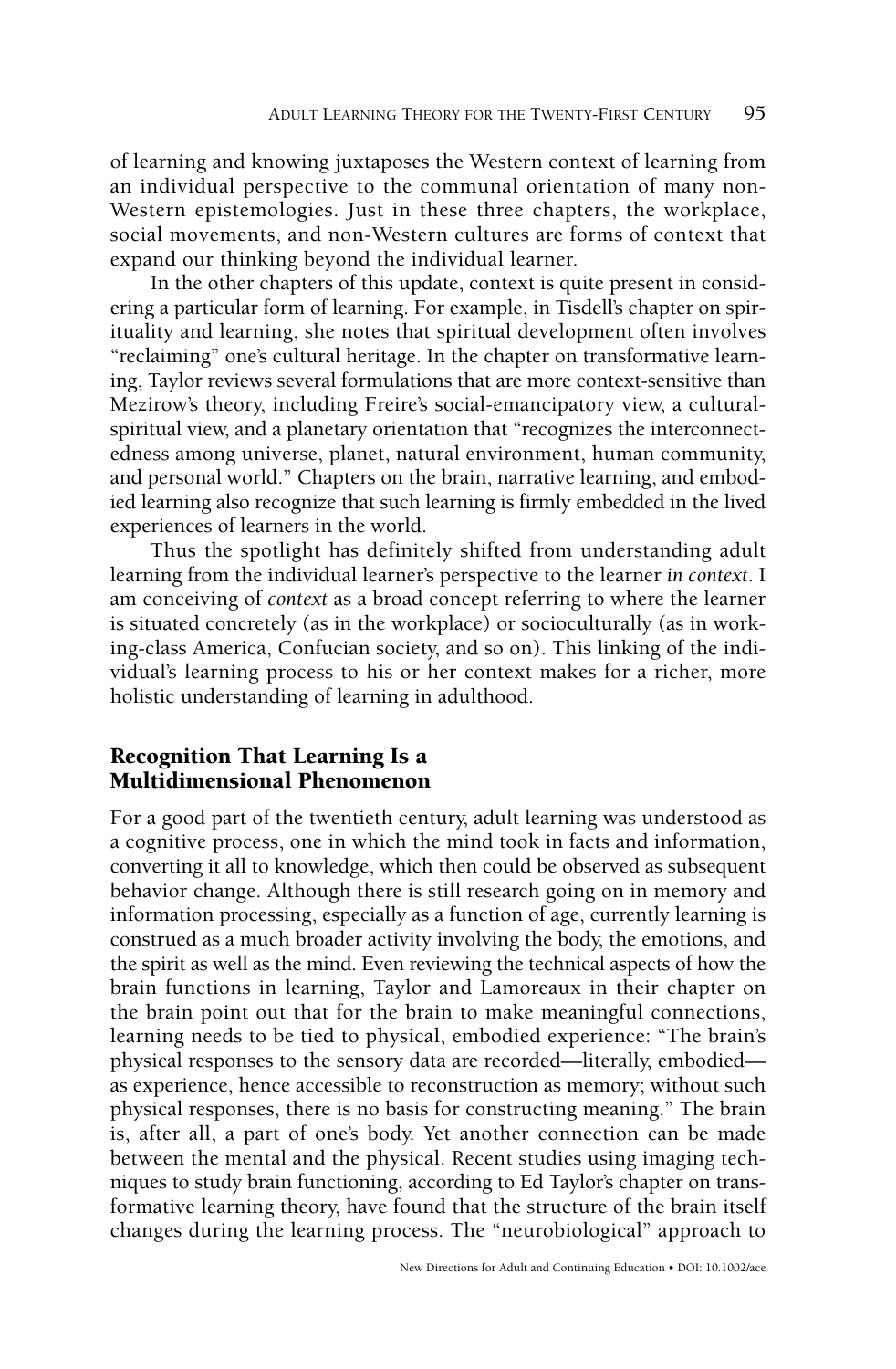of learning and knowing juxtaposes the Western context of learning from an individual perspective to the communal orientation of many non-Western epistemologies. Just in these three chapters, the workplace, social movements, and non-Western cultures are forms of context that expand our thinking beyond the individual learner.

In the other chapters of this update, context is quite present in considering a particular form of learning. For example, in Tisdell's chapter on spirituality and learning, she notes that spiritual development often involves "reclaiming" one's cultural heritage. In the chapter on transformative learning, Taylor reviews several formulations that are more context-sensitive than Mezirow's theory, including Freire's social-emancipatory view, a cultural-spiritual view, and a planetary orientation that "recognizes the interconnectedness among universe, planet, natural environment, human community, and personal world." Chapters on the brain, narrative learning, and embodied learning also recognize that such learning is firmly embedded in the lived experiences of learners in the world.

Thus the spotlight has definitely shifted from understanding adult learning from the individual learner's perspective to the learner *in context*. I am conceiving of *context* as a broad concept referring to where the learner is situated concretely (as in the workplace) or socioculturally (as in working-class America, Confucian society, and so on). This linking of the individual's learning process to his or her context makes for a richer, more holistic understanding of learning in adulthood.

## Recognition That Learning Is a Multidimensional Phenomenon

For a good part of the twentieth century, adult learning was understood as a cognitive process, one in which the mind took in facts and information, converting it all to knowledge, which then could be observed as subsequent behavior change. Although there is still research going on in memory and information processing, especially as a function of age, currently learning is construed as a much broader activity involving the body, the emotions, and the spirit as well as the mind. Even reviewing the technical aspects of how the brain functions in learning, Taylor and Lamoreaux in their chapter on the brain point out that for the brain to make meaningful connections, learning needs to be tied to physical, embodied experience: "The brain's physical responses to the sensory data are recorded—literally, embodied—as experience, hence accessible to reconstruction as memory; without such physical responses, there is no basis for constructing meaning." The brain is, after all, a part of one's body. Yet another connection can be made between the mental and the physical. Recent studies using imaging techniques to study brain functioning, according to Ed Taylor's chapter on transformative learning theory, have found that the structure of the brain itself changes during the learning process. The "neurobiological" approach to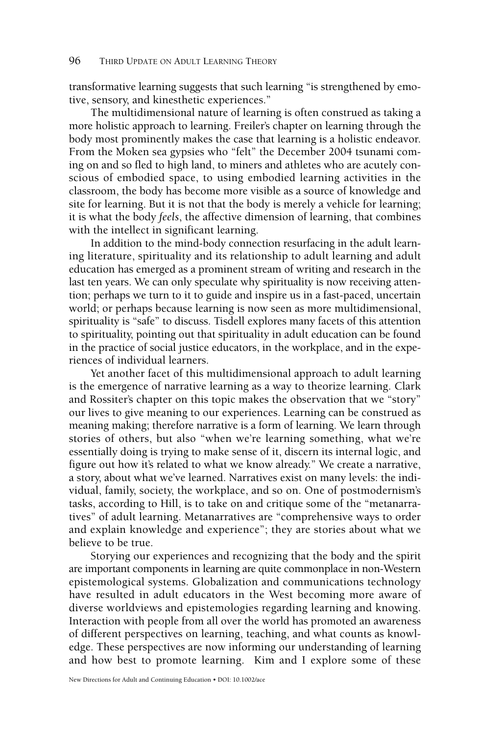transformative learning suggests that such learning "is strengthened by emotive, sensory, and kinesthetic experiences."

The multidimensional nature of learning is often construed as taking a more holistic approach to learning. Freiler's chapter on learning through the body most prominently makes the case that learning is a holistic endeavor. From the Moken sea gypsies who "felt" the December 2004 tsunami coming on and so fled to high land, to miners and athletes who are acutely conscious of embodied space, to using embodied learning activities in the classroom, the body has become more visible as a source of knowledge and site for learning. But it is not that the body is merely a vehicle for learning; it is what the body *feels*, the affective dimension of learning, that combines with the intellect in significant learning.

In addition to the mind-body connection resurfacing in the adult learning literature, spirituality and its relationship to adult learning and adult education has emerged as a prominent stream of writing and research in the last ten years. We can only speculate why spirituality is now receiving attention; perhaps we turn to it to guide and inspire us in a fast-paced, uncertain world; or perhaps because learning is now seen as more multidimensional, spirituality is "safe" to discuss. Tisdell explores many facets of this attention to spirituality, pointing out that spirituality in adult education can be found in the practice of social justice educators, in the workplace, and in the experiences of individual learners.

Yet another facet of this multidimensional approach to adult learning is the emergence of narrative learning as a way to theorize learning. Clark and Rossiter's chapter on this topic makes the observation that we "story" our lives to give meaning to our experiences. Learning can be construed as meaning making; therefore narrative is a form of learning. We learn through stories of others, but also "when we're learning something, what we're essentially doing is trying to make sense of it, discern its internal logic, and figure out how it's related to what we know already." We create a narrative, a story, about what we've learned. Narratives exist on many levels: the individual, family, society, the workplace, and so on. One of postmodernism's tasks, according to Hill, is to take on and critique some of the "metanarratives" of adult learning. Metanarratives are "comprehensive ways to order and explain knowledge and experience"; they are stories about what we believe to be true.

Storying our experiences and recognizing that the body and the spirit are important components in learning are quite commonplace in non-Western epistemological systems. Globalization and communications technology have resulted in adult educators in the West becoming more aware of diverse worldviews and epistemologies regarding learning and knowing. Interaction with people from all over the world has promoted an awareness of different perspectives on learning, teaching, and what counts as knowledge. These perspectives are now informing our understanding of learning and how best to promote learning. Kim and I explore some of these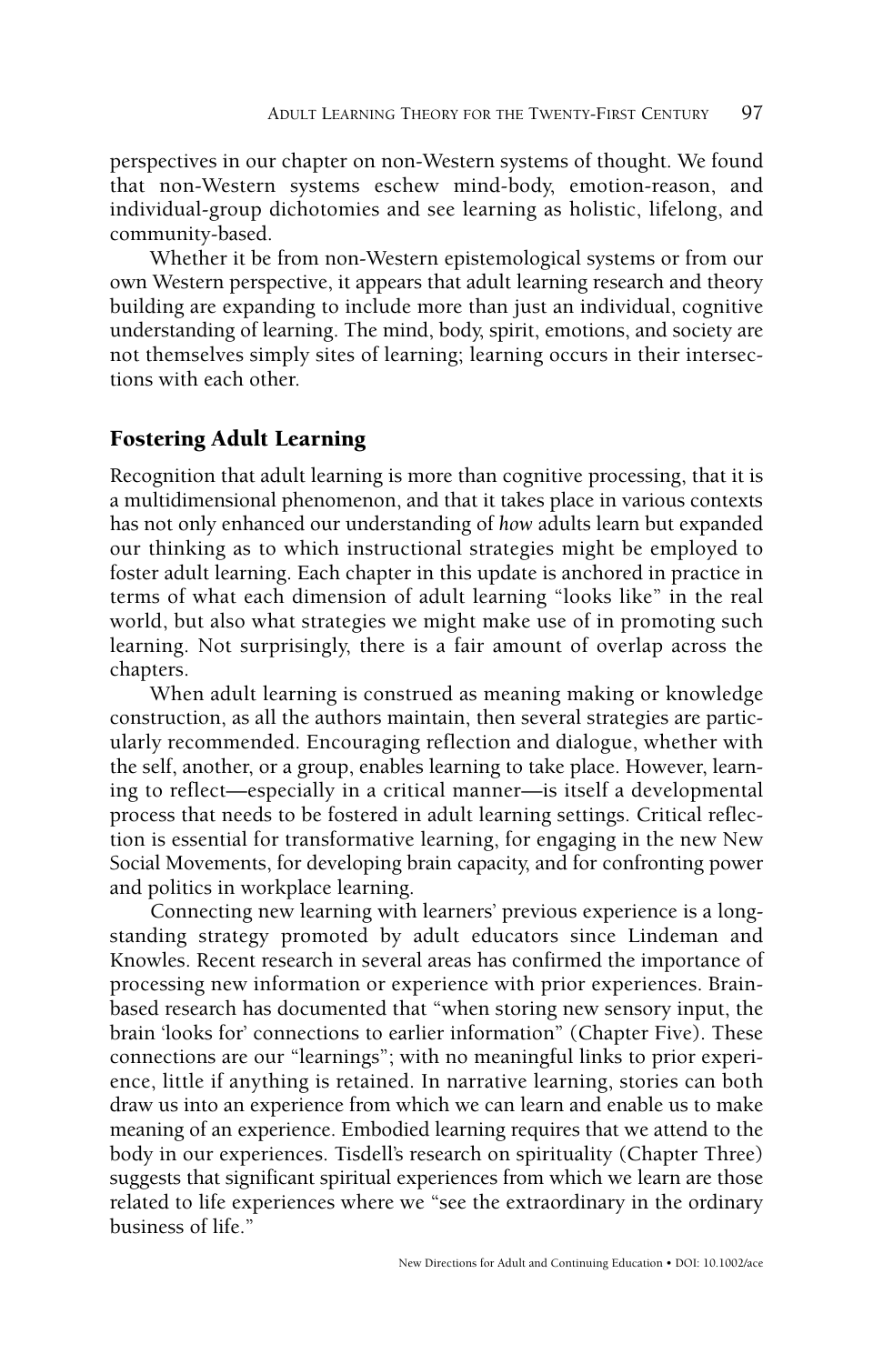perspectives in our chapter on non-Western systems of thought. We found that non-Western systems eschew mind-body, emotion-reason, and individual-group dichotomies and see learning as holistic, lifelong, and community-based.

Whether it be from non-Western epistemological systems or from our own Western perspective, it appears that adult learning research and theory building are expanding to include more than just an individual, cognitive understanding of learning. The mind, body, spirit, emotions, and society are not themselves simply sites of learning; learning occurs in their intersections with each other.

## Fostering Adult Learning

Recognition that adult learning is more than cognitive processing, that it is a multidimensional phenomenon, and that it takes place in various contexts has not only enhanced our understanding of *how* adults learn but expanded our thinking as to which instructional strategies might be employed to foster adult learning. Each chapter in this update is anchored in practice in terms of what each dimension of adult learning "looks like" in the real world, but also what strategies we might make use of in promoting such learning. Not surprisingly, there is a fair amount of overlap across the chapters.

When adult learning is construed as meaning making or knowledge construction, as all the authors maintain, then several strategies are particularly recommended. Encouraging reflection and dialogue, whether with the self, another, or a group, enables learning to take place. However, learning to reflect—especially in a critical manner—is itself a developmental process that needs to be fostered in adult learning settings. Critical reflection is essential for transformative learning, for engaging in the new New Social Movements, for developing brain capacity, and for confronting power and politics in workplace learning.

Connecting new learning with learners' previous experience is a longstanding strategy promoted by adult educators since Lindeman and Knowles. Recent research in several areas has confirmed the importance of processing new information or experience with prior experiences. Brain-based research has documented that "when storing new sensory input, the brain 'looks for' connections to earlier information" (Chapter Five). These connections are our "learnings"; with no meaningful links to prior experience, little if anything is retained. In narrative learning, stories can both draw us into an experience from which we can learn and enable us to make meaning of an experience. Embodied learning requires that we attend to the body in our experiences. Tisdell's research on spirituality (Chapter Three) suggests that significant spiritual experiences from which we learn are those related to life experiences where we "see the extraordinary in the ordinary business of life."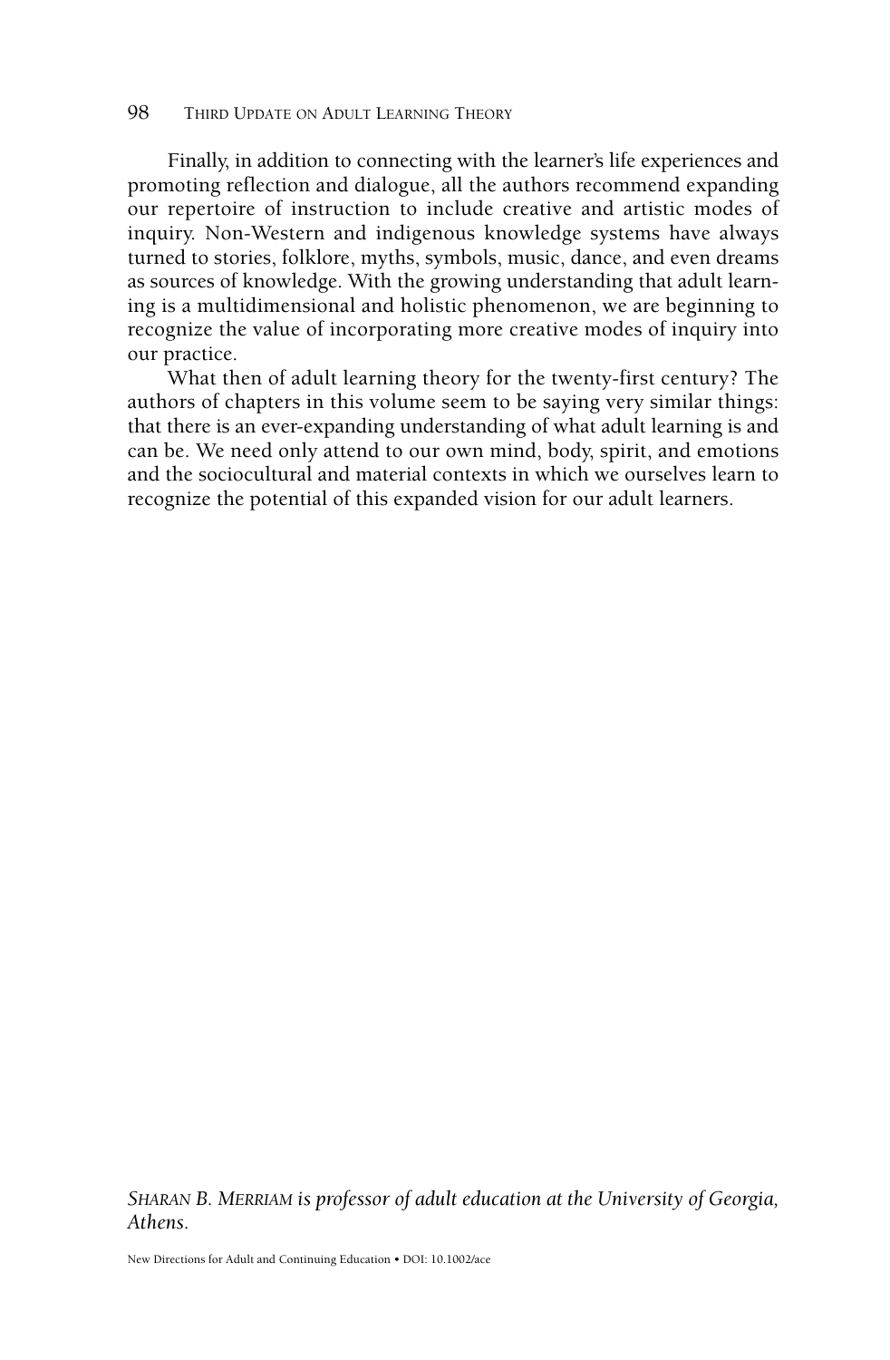Finally, in addition to connecting with the learner's life experiences and promoting reflection and dialogue, all the authors recommend expanding our repertoire of instruction to include creative and artistic modes of inquiry. Non-Western and indigenous knowledge systems have always turned to stories, folklore, myths, symbols, music, dance, and even dreams as sources of knowledge. With the growing understanding that adult learning is a multidimensional and holistic phenomenon, we are beginning to recognize the value of incorporating more creative modes of inquiry into our practice.

What then of adult learning theory for the twenty-first century? The authors of chapters in this volume seem to be saying very similar things: that there is an ever-expanding understanding of what adult learning is and can be. We need only attend to our own mind, body, spirit, and emotions and the sociocultural and material contexts in which we ourselves learn to recognize the potential of this expanded vision for our adult learners.

*SHARAN B. MERRIAM is professor of adult education at the University of Georgia, Athens.*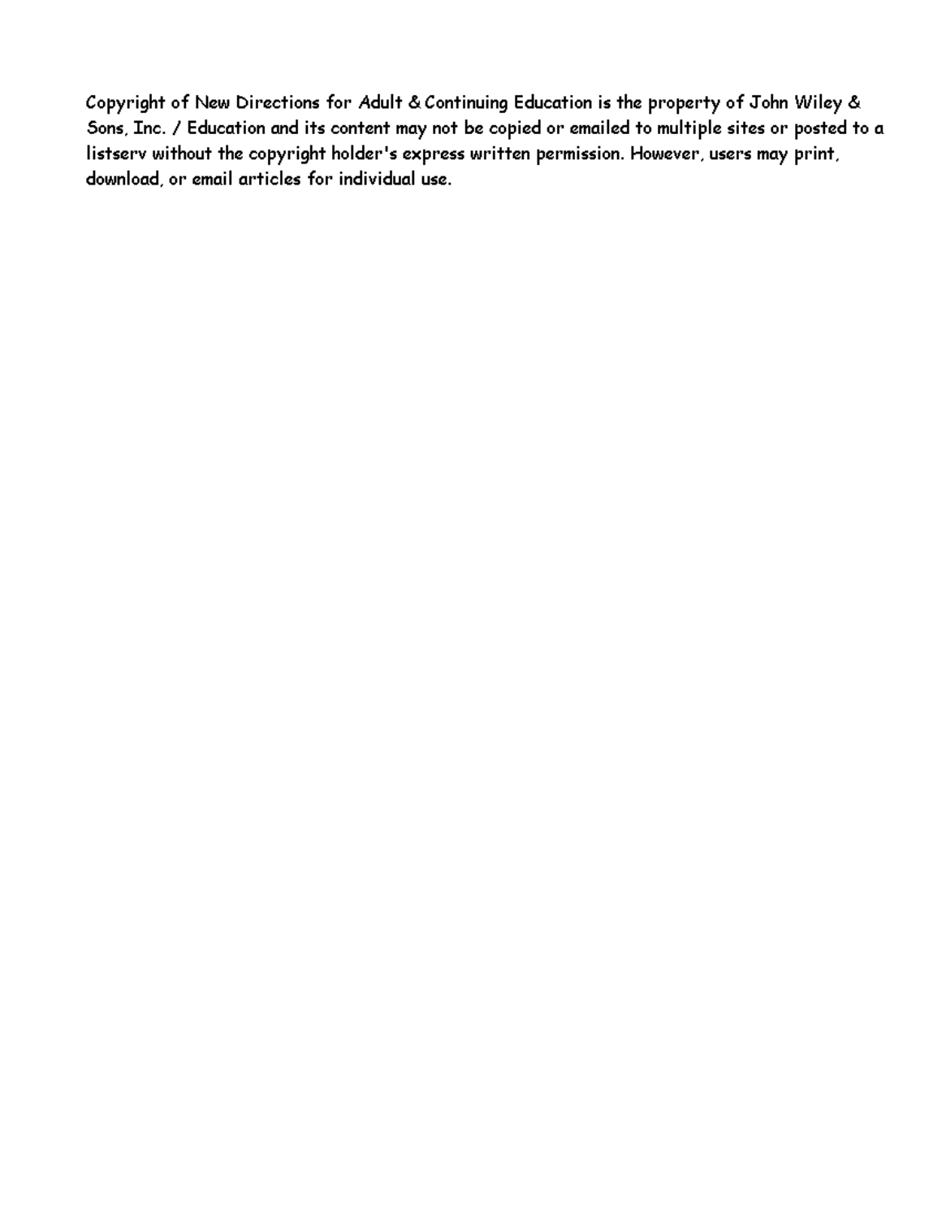Copyright of New Directions for Adult & Continuing Education is the property of John Wiley & Sons, Inc. / Education and its content may not be copied or emailed to multiple sites or posted to a listserv without the copyright holder's express written permission. However, users may print, download, or email articles for individual use.